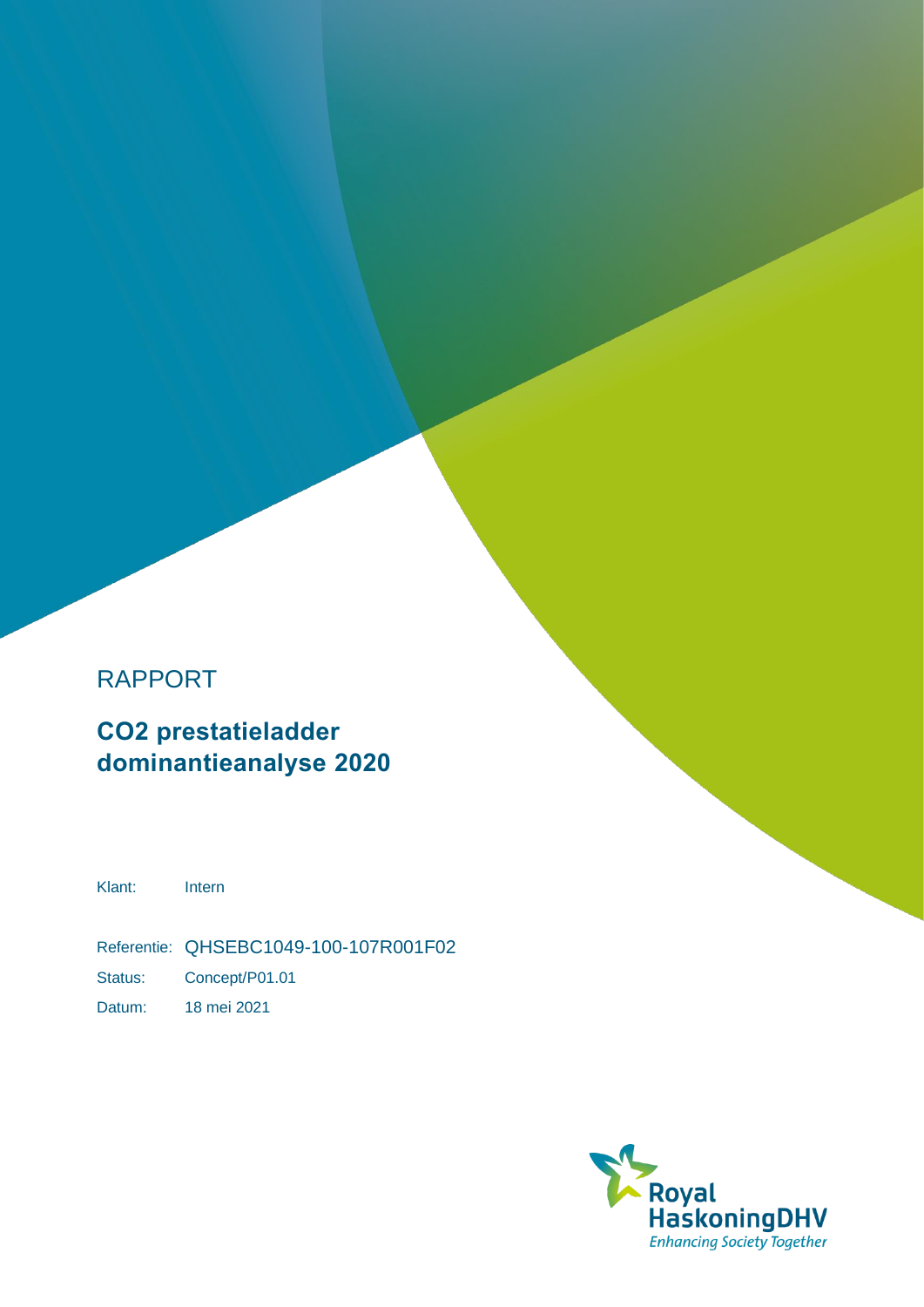RAPPORT

# $CO_2$ prestatieladder dominantieanalyse 2020

Klant: Intern

Referentie: QHSEBC1049-100-107R001F02

Status: Concept/P01.01

Datum: 18 mei 2021

Royal HaskoningDHV
*Enhancing Society Together*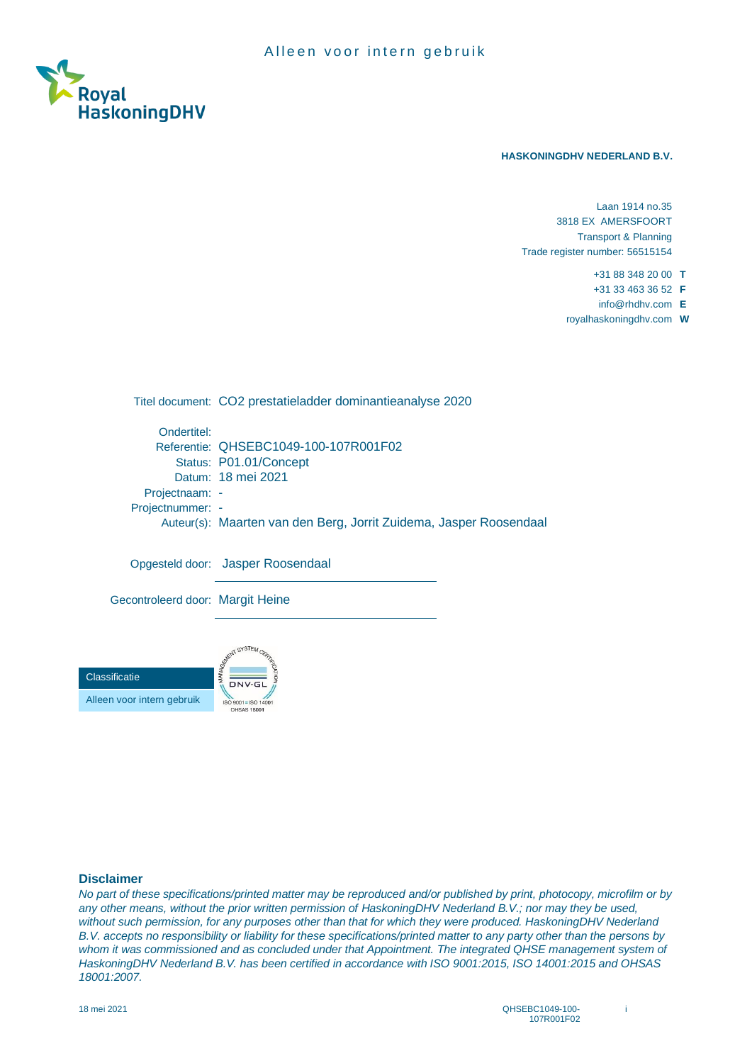Alleen voor intern gebruik

**HASKONINGDHV NEDERLAND B.V.**

Laan 1914 no.35
3818 EX AMERSFOORT
Transport & Planning
Trade register number: 56515154

+31 88 348 20 00 **T**
+31 33 463 36 52 **F**
info@rhdhv.com **E**
royalhaskoningdhv.com **W**

| | |
|---|---|
| Titel document: | $CO_2$ prestatieladder dominantieanalyse 2020 |
| Ondertitel: | |
| Referentie: | QHSEBC1049-100-107R001F02 |
| Status: | P01.01/Concept |
| Datum: | 18 mei 2021 |
| Projectnaam: | - |
| Projectnummer: | - |
| Auteur(s): | Maarten van den Berg, Jorrit Zuidema, Jasper Roosendaal |

Opgesteld door: Jasper Roosendaal

Gecontroleerd door: Margit Heine

| Classificatie |
|---|
| Alleen voor intern gebruik |

MANAGEMENT SYSTEM CERTIFICATION — DNV-GL — ISO 9001 = ISO 14001 — OHSAS 18001

**Disclaimer**

*No part of these specifications/printed matter may be reproduced and/or published by print, photocopy, microfilm or by any other means, without the prior written permission of HaskoningDHV Nederland B.V.; nor may they be used, without such permission, for any purposes other than that for which they were produced. HaskoningDHV Nederland B.V. accepts no responsibility or liability for these specifications/printed matter to any party other than the persons by whom it was commissioned and as concluded under that Appointment. The integrated QHSE management system of HaskoningDHV Nederland B.V. has been certified in accordance with ISO 9001:2015, ISO 14001:2015 and OHSAS 18001:2007.*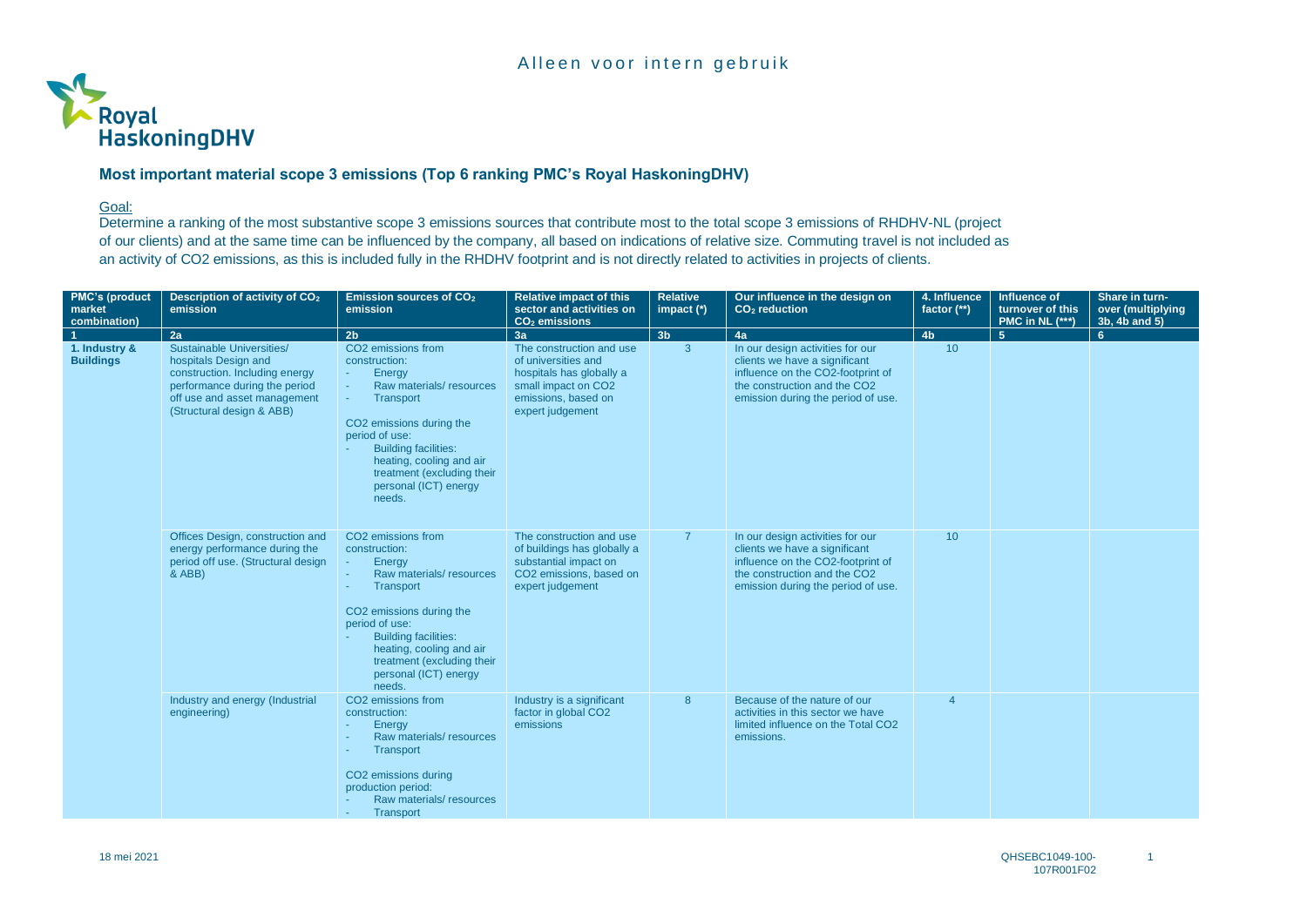# Most important material scope 3 emissions (Top 6 ranking PMC's Royal HaskoningDHV)

Goal:

Determine a ranking of the most substantive scope 3 emissions sources that contribute most to the total scope 3 emissions of RHDHV-NL (project of our clients) and at the same time can be influenced by the company, all based on indications of relative size. Commuting travel is not included as an activity of CO2 emissions, as this is included fully in the RHDHV footprint and is not directly related to activities in projects of clients.

| PMC's (product market combination) | Description of activity of $CO_2$ emission | Emission sources of $CO_2$ emission | Relative impact of this sector and activities on $CO_2$ emissions | Relative impact (*) | Our influence in the design on $CO_2$ reduction | 4. Influence factor (**) | Influence of turnover of this PMC in NL (***) | Share in turn-over (multiplying 3b, 4b and 5) |
|---|---|---|---|---|---|---|---|---|
| 1 | 2a | 2b | 3a | 3b | 4a | 4b | 5 | 6 |
| 1. Industry & Buildings | Sustainable Universities/ hospitals Design and construction. Including energy performance during the period off use and asset management (Structural design & ABB) | CO2 emissions from construction:<br>- Energy<br>- Raw materials/ resources<br>- Transport<br><br>CO2 emissions during the period of use:<br>- Building facilities: heating, cooling and air treatment (excluding their personal (ICT) energy needs. | The construction and use of universities and hospitals has globally a small impact on CO2 emissions, based on expert judgement | 3 | In our design activities for our clients we have a significant influence on the CO2-footprint of the construction and the CO2 emission during the period of use. | 10 | | |
| | Offices Design, construction and energy performance during the period off use. (Structural design & ABB) | CO2 emissions from construction:<br>- Energy<br>- Raw materials/ resources<br>- Transport<br><br>CO2 emissions during the period of use:<br>- Building facilities: heating, cooling and air treatment (excluding their personal (ICT) energy needs. | The construction and use of buildings has globally a substantial impact on CO2 emissions, based on expert judgement | 7 | In our design activities for our clients we have a significant influence on the CO2-footprint of the construction and the CO2 emission during the period of use. | 10 | | |
| | Industry and energy (Industrial engineering) | CO2 emissions from construction:<br>- Energy<br>- Raw materials/ resources<br>- Transport<br><br>CO2 emissions during production period:<br>- Raw materials/ resources<br>- Transport | Industry is a significant factor in global CO2 emissions | 8 | Because of the nature of our activities in this sector we have limited influence on the Total CO2 emissions. | 4 | | |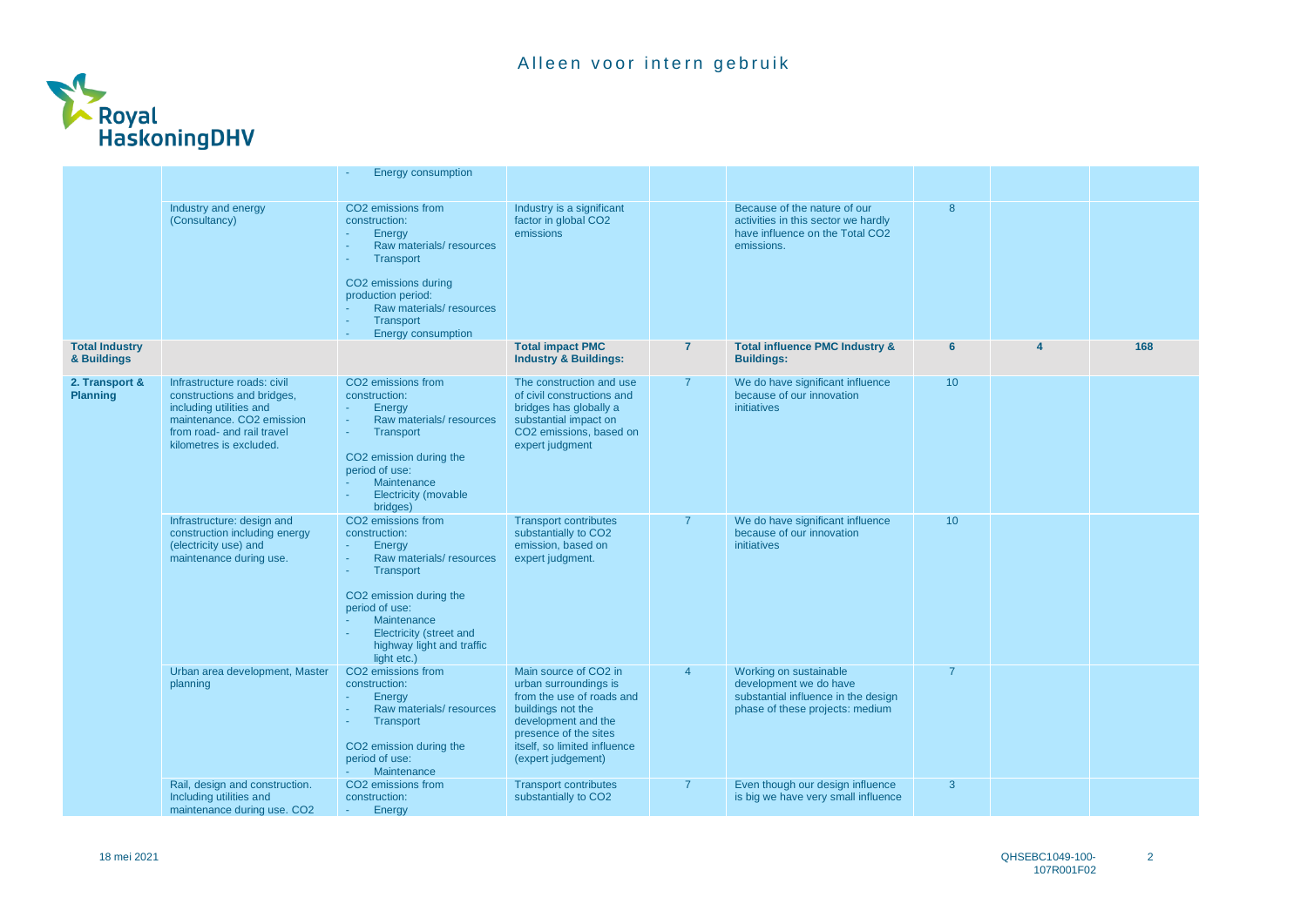| | | | | | | | | |
|---|---|---|---|---|---|---|---|---|
| | | - Energy consumption | | | | | | |
| | Industry and energy (Consultancy) | CO2 emissions from construction:<br>- Energy<br>- Raw materials/ resources<br>- Transport<br><br>CO2 emissions during production period:<br>- Raw materials/ resources<br>- Transport<br>- Energy consumption | Industry is a significant factor in global CO2 emissions | | Because of the nature of our activities in this sector we hardly have influence on the Total CO2 emissions. | 8 | | |
| **Total Industry & Buildings** | | | **Total impact PMC Industry & Buildings:** | **7** | **Total influence PMC Industry & Buildings:** | **6** | **4** | **168** |
| **2. Transport & Planning** | Infrastructure roads: civil constructions and bridges, including utilities and maintenance. CO2 emission from road- and rail travel kilometres is excluded. | CO2 emissions from construction:<br>- Energy<br>- Raw materials/ resources<br>- Transport<br><br>CO2 emission during the period of use:<br>- Maintenance<br>- Electricity (movable bridges) | The construction and use of civil constructions and bridges has globally a substantial impact on CO2 emissions, based on expert judgment | 7 | We do have significant influence because of our innovation initiatives | 10 | | |
| | Infrastructure: design and construction including energy (electricity use) and maintenance during use. | CO2 emissions from construction:<br>- Energy<br>- Raw materials/ resources<br>- Transport<br><br>CO2 emission during the period of use:<br>- Maintenance<br>- Electricity (street and highway light and traffic light etc.) | Transport contributes substantially to CO2 emission, based on expert judgment. | 7 | We do have significant influence because of our innovation initiatives | 10 | | |
| | Urban area development, Master planning | CO2 emissions from construction:<br>- Energy<br>- Raw materials/ resources<br>- Transport<br><br>CO2 emission during the period of use:<br>- Maintenance | Main source of CO2 in urban surroundings is from the use of roads and buildings not the development and the presence of the sites itself, so limited influence (expert judgement) | 4 | Working on sustainable development we do have substantial influence in the design phase of these projects: medium | 7 | | |
| | Rail, design and construction. Including utilities and maintenance during use. CO2 | CO2 emissions from construction:<br>- Energy | Transport contributes substantially to CO2 | 7 | Even though our design influence is big we have very small influence | 3 | | |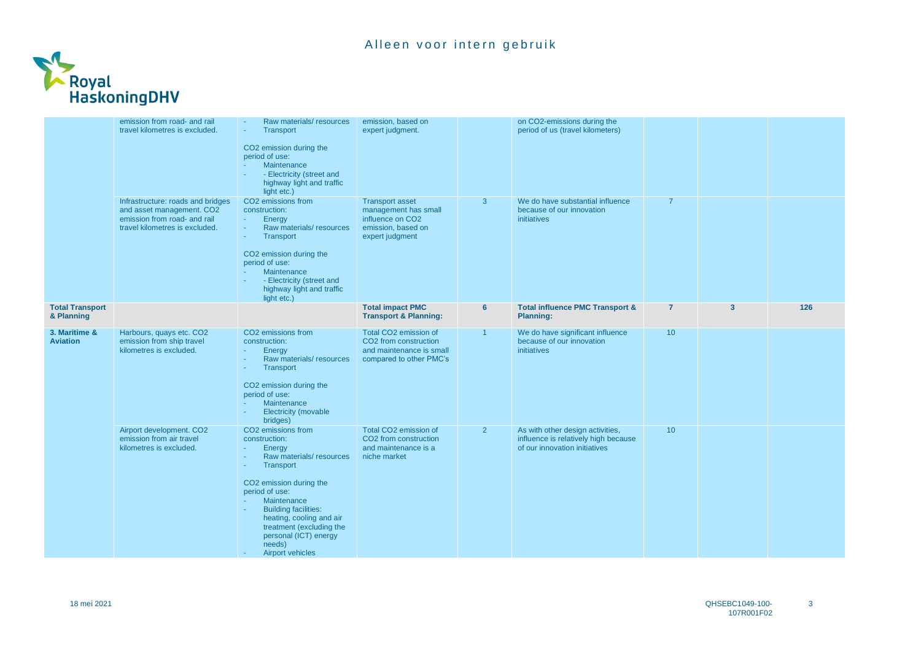| | | | | | | | | |
|---|---|---|---|---|---|---|---|---|
| | emission from road- and rail travel kilometres is excluded. | - Raw materials/ resources<br>- Transport<br><br>$CO_2$ emission during the period of use:<br>- Maintenance<br>- - Electricity (street and highway light and traffic light etc.) | emission, based on expert judgment. | | on $CO_2$-emissions during the period of us (travel kilometers) | | | |
| | Infrastructure: roads and bridges and asset management. $CO_2$ emission from road- and rail travel kilometres is excluded. | $CO_2$ emissions from construction:<br>- Energy<br>- Raw materials/ resources<br>- Transport<br><br>$CO_2$ emission during the period of use:<br>- Maintenance<br>- - Electricity (street and highway light and traffic light etc.) | Transport asset management has small influence on $CO_2$ emission, based on expert judgment | 3 | We do have substantial influence because of our innovation initiatives | 7 | | |
| **Total Transport & Planning** | | | **Total impact PMC Transport & Planning:** | **6** | **Total influence PMC Transport & Planning:** | **7** | **3** | **126** |
| **3. Maritime & Aviation** | Harbours, quays etc. $CO_2$ emission from ship travel kilometres is excluded. | $CO_2$ emissions from construction:<br>- Energy<br>- Raw materials/ resources<br>- Transport<br><br>$CO_2$ emission during the period of use:<br>- Maintenance<br>- Electricity (movable bridges) | Total $CO_2$ emission of $CO_2$ from construction and maintenance is small compared to other PMC's | 1 | We do have significant influence because of our innovation initiatives | 10 | | |
| | Airport development. $CO_2$ emission from air travel kilometres is excluded. | $CO_2$ emissions from construction:<br>- Energy<br>- Raw materials/ resources<br>- Transport<br><br>$CO_2$ emission during the period of use:<br>- Maintenance<br>- Building facilities: heating, cooling and air treatment (excluding the personal (ICT) energy needs)<br>- Airport vehicles | Total $CO_2$ emission of $CO_2$ from construction and maintenance is a niche market | 2 | As with other design activities, influence is relatively high because of our innovation initiatives | 10 | | |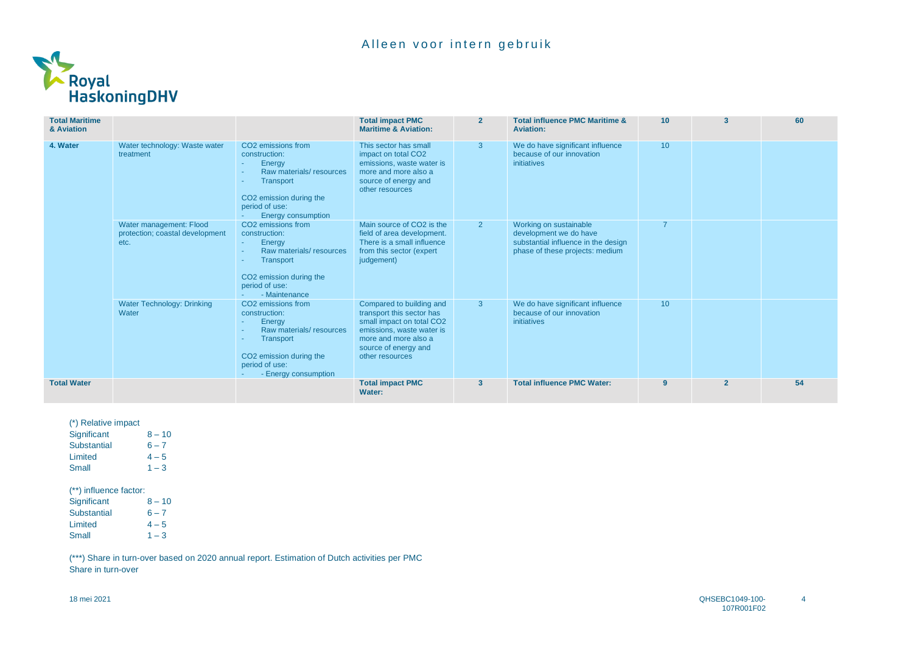| Total Maritime & Aviation | | | Total impact PMC Maritime & Aviation: | 2 | Total influence PMC Maritime & Aviation: | 10 | 3 | 60 |
|---|---|---|---|---|---|---|---|---|
| 4. Water | Water technology: Waste water treatment | $CO_2$ emissions from construction:<br>- Energy<br>- Raw materials/ resources<br>- Transport<br><br>$CO_2$ emission during the period of use:<br>- Energy consumption | This sector has small impact on total $CO_2$ emissions, waste water is more and more also a source of energy and other resources | 3 | We do have significant influence because of our innovation initiatives | 10 | | |
| | Water management: Flood protection; coastal development etc. | $CO_2$ emissions from construction:<br>- Energy<br>- Raw materials/ resources<br>- Transport<br><br>$CO_2$ emission during the period of use:<br>- - Maintenance | Main source of $CO_2$ is the field of area development. There is a small influence from this sector (expert judgement) | 2 | Working on sustainable development we do have substantial influence in the design phase of these projects: medium | 7 | | |
| | Water Technology: Drinking Water | $CO_2$ emissions from construction:<br>- Energy<br>- Raw materials/ resources<br>- Transport<br><br>$CO_2$ emission during the period of use:<br>- - Energy consumption | Compared to building and transport this sector has small impact on total $CO_2$ emissions, waste water is more and more also a source of energy and other resources | 3 | We do have significant influence because of our innovation initiatives | 10 | | |
| Total Water | | | Total impact PMC Water: | 3 | Total influence PMC Water: | 9 | 2 | 54 |

(*) Relative impact

| | |
|---|---|
| Significant | 8 – 10 |
| Substantial | 6 – 7 |
| Limited | 4 – 5 |
| Small | 1 – 3 |

(**) influence factor:

| | |
|---|---|
| Significant | 8 – 10 |
| Substantial | 6 – 7 |
| Limited | 4 – 5 |
| Small | 1 – 3 |

(***) Share in turn-over based on 2020 annual report. Estimation of Dutch activities per PMC
Share in turn-over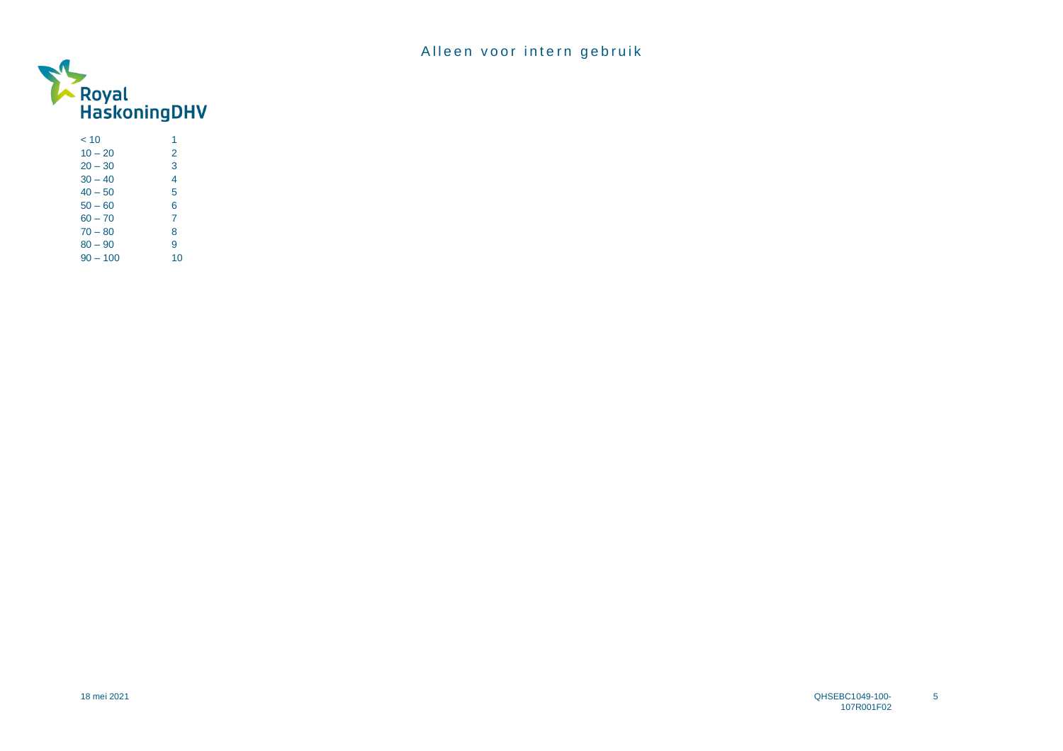| | |
|---|---|
| < 10 | 1 |
| 10 – 20 | 2 |
| 20 – 30 | 3 |
| 30 – 40 | 4 |
| 40 – 50 | 5 |
| 50 – 60 | 6 |
| 60 – 70 | 7 |
| 70 – 80 | 8 |
| 80 – 90 | 9 |
| 90 – 100 | 10 |